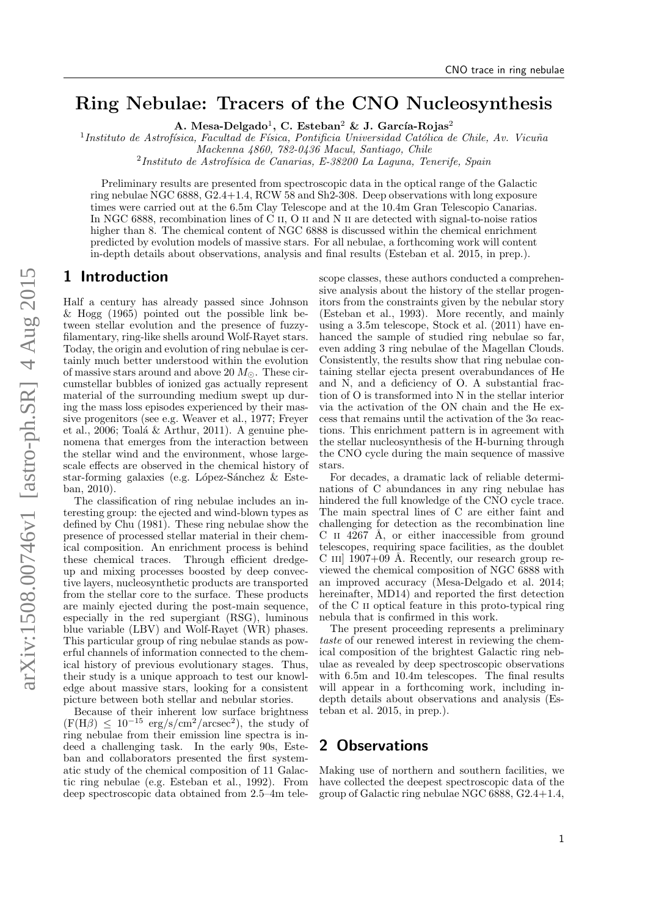# Ring Nebulae: Tracers of the CNO Nucleosynthesis

**A. Mesa-Delgado[1], C. Esteban[2] & J. García-Rojas[2]**

[1] *Instituto de Astrofísica, Facultad de Física, Pontificia Universidad Católica de Chile, Av. Vicuña Mackenna 4860, 782-0436 Macul, Santiago, Chile*

[2] *Instituto de Astrofísica de Canarias, E-38200 La Laguna, Tenerife, Spain*

Preliminary results are presented from spectroscopic data in the optical range of the Galactic ring nebulae NGC 6888, G2.4+1.4, RCW 58 and Sh2-308. Deep observations with long exposure times were carried out at the 6.5m Clay Telescope and at the 10.4m Gran Telescopio Canarias. In NGC 6888, recombination lines of C II, O II and N II are detected with signal-to-noise ratios higher than 8. The chemical content of NGC 6888 is discussed within the chemical enrichment predicted by evolution models of massive stars. For all nebulae, a forthcoming work will content in-depth details about observations, analysis and final results (Esteban et al. 2015, in prep.).

## 1 Introduction

Half a century has already passed since Johnson & Hogg (1965) pointed out the possible link between stellar evolution and the presence of fuzzy-filamentary, ring-like shells around Wolf-Rayet stars. Today, the origin and evolution of ring nebulae is certainly much better understood within the evolution of massive stars around and above 20 $M_{\odot}$. These circumstellar bubbles of ionized gas actually represent material of the surrounding medium swept up during the mass loss episodes experienced by their massive progenitors (see e.g. Weaver et al., 1977; Freyer et al., 2006; Toalá & Arthur, 2011). A genuine phenomena that emerges from the interaction between the stellar wind and the environment, whose large-scale effects are observed in the chemical history of star-forming galaxies (e.g. López-Sánchez & Esteban, 2010).

The classification of ring nebulae includes an interesting group: the ejected and wind-blown types as defined by Chu (1981). These ring nebulae show the presence of processed stellar material in their chemical composition. An enrichment process is behind these chemical traces. Through efficient dredge-up and mixing processes boosted by deep convective layers, nucleosynthetic products are transported from the stellar core to the surface. These products are mainly ejected during the post-main sequence, especially in the red supergiant (RSG), luminous blue variable (LBV) and Wolf-Rayet (WR) phases. This particular group of ring nebulae stands as powerful channels of information connected to the chemical history of previous evolutionary stages. Thus, their study is a unique approach to test our knowledge about massive stars, looking for a consistent picture between both stellar and nebular stories.

Because of their inherent low surface brightness ($F(H\beta) \leq 10^{-15}$ erg/s/cm$^2$/arcsec$^2$), the study of ring nebulae from their emission line spectra is indeed a challenging task. In the early 90s, Esteban and collaborators presented the first systematic study of the chemical composition of 11 Galactic ring nebulae (e.g. Esteban et al., 1992). From deep spectroscopic data obtained from 2.5–4m telescope classes, these authors conducted a comprehensive analysis about the history of the stellar progenitors from the constraints given by the nebular story (Esteban et al., 1993). More recently, and mainly using a 3.5m telescope, Stock et al. (2011) have enhanced the sample of studied ring nebulae so far, even adding 3 ring nebulae of the Magellan Clouds. Consistently, the results show that ring nebulae containing stellar ejecta present overabundances of He and N, and a deficiency of O. A substantial fraction of O is transformed into N in the stellar interior via the activation of the ON chain and the He excess that remains until the activation of the 3$\alpha$ reactions. This enrichment pattern is in agreement with the stellar nucleosynthesis of the H-burning through the CNO cycle during the main sequence of massive stars.

For decades, a dramatic lack of reliable determinations of C abundances in any ring nebulae has hindered the full knowledge of the CNO cycle trace. The main spectral lines of C are either faint and challenging for detection as the recombination line C II 4267 Å, or either inaccessible from ground telescopes, requiring space facilities, as the doublet C III] 1907+09 Å. Recently, our research group reviewed the chemical composition of NGC 6888 with an improved accuracy (Mesa-Delgado et al. 2014; hereinafter, MD14) and reported the first detection of the C II optical feature in this proto-typical ring nebula that is confirmed in this work.

The present proceeding represents a preliminary *taste* of our renewed interest in reviewing the chemical composition of the brightest Galactic ring nebulae as revealed by deep spectroscopic observations with 6.5m and 10.4m telescopes. The final results will appear in a forthcoming work, including in-depth details about observations and analysis (Esteban et al. 2015, in prep.).

## 2 Observations

Making use of northern and southern facilities, we have collected the deepest spectroscopic data of the group of Galactic ring nebulae NGC 6888, G2.4+1.4,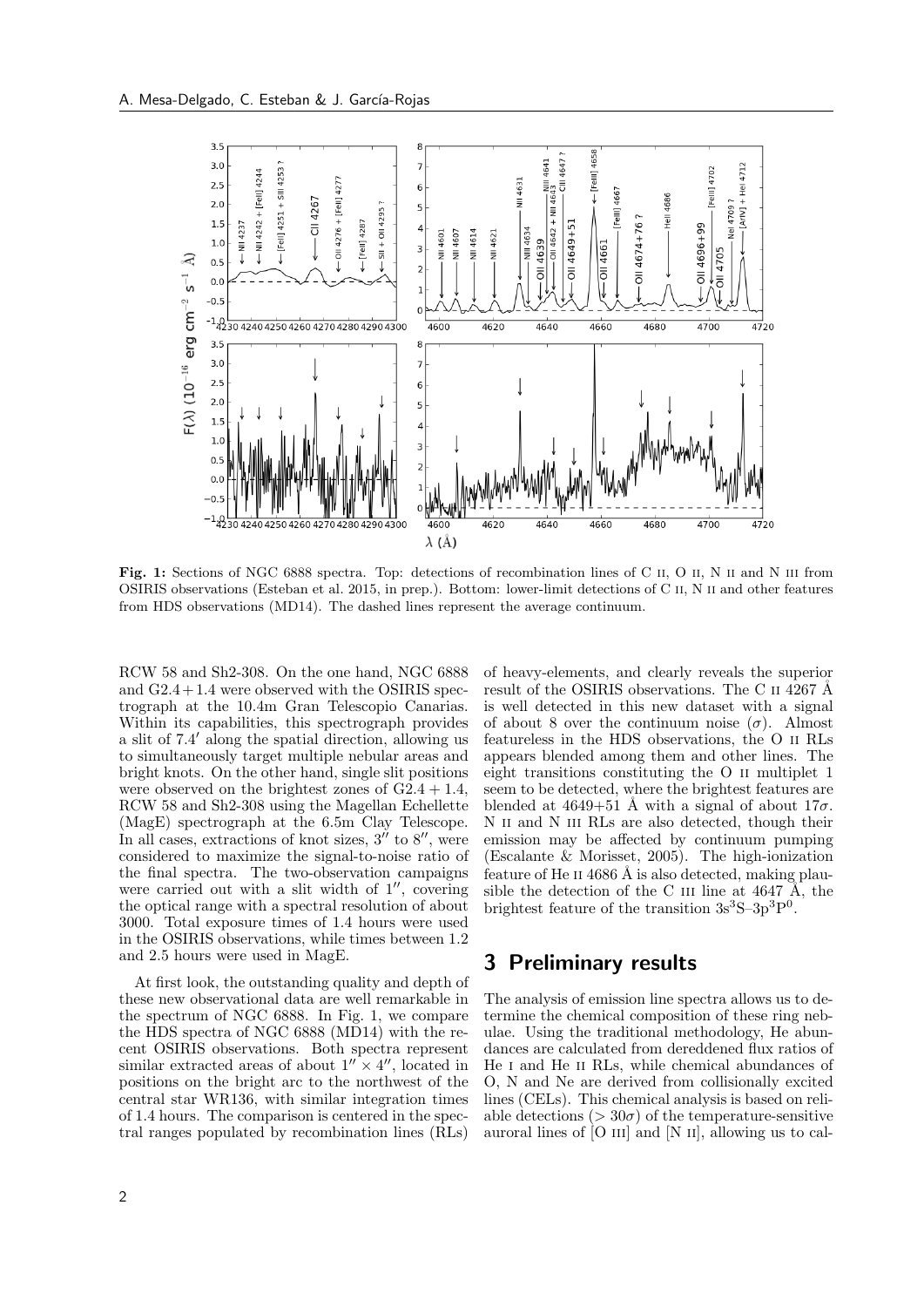**Fig. 1:** Sections of NGC 6888 spectra. Top: detections of recombination lines of C II, O II, N II and N III from OSIRIS observations (Esteban et al. 2015, in prep.). Bottom: lower-limit detections of C II, N II and other features from HDS observations (MD14). The dashed lines represent the average continuum.

RCW 58 and Sh2-308. On the one hand, NGC 6888 and G2.4 + 1.4 were observed with the OSIRIS spectrograph at the 10.4m Gran Telescopio Canarias. Within its capabilities, this spectrograph provides a slit of 7.4′ along the spatial direction, allowing us to simultaneously target multiple nebular areas and bright knots. On the other hand, single slit positions were observed on the brightest zones of G2.4 + 1.4, RCW 58 and Sh2-308 using the Magellan Echellette (MagE) spectrograph at the 6.5m Clay Telescope. In all cases, extractions of knot sizes, 3″ to 8″, were considered to maximize the signal-to-noise ratio of the final spectra. The two-observation campaigns were carried out with a slit width of 1″, covering the optical range with a spectral resolution of about 3000. Total exposure times of 1.4 hours were used in the OSIRIS observations, while times between 1.2 and 2.5 hours were used in MagE.

At first look, the outstanding quality and depth of these new observational data are well remarkable in the spectrum of NGC 6888. In Fig. 1, we compare the HDS spectra of NGC 6888 (MD14) with the recent OSIRIS observations. Both spectra represent similar extracted areas of about 1″ × 4″, located in positions on the bright arc to the northwest of the central star WR136, with similar integration times of 1.4 hours. The comparison is centered in the spectral ranges populated by recombination lines (RLs) of heavy-elements, and clearly reveals the superior result of the OSIRIS observations. The C II 4267 Å is well detected in this new dataset with a signal of about 8 over the continuum noise ($\sigma$). Almost featureless in the HDS observations, the O II RLs appears blended among them and other lines. The eight transitions constituting the O II multiplet 1 seem to be detected, where the brightest features are blended at 4649+51 Å with a signal of about 17$\sigma$. N II and N III RLs are also detected, though their emission may be affected by continuum pumping (Escalante & Morisset, 2005). The high-ionization feature of He II 4686 Å is also detected, making plausible the detection of the C III line at 4647 Å, the brightest feature of the transition $3s^3S$–$3p^3P^0$.

## 3 Preliminary results

The analysis of emission line spectra allows us to determine the chemical composition of these ring nebulae. Using the traditional methodology, He abundances are calculated from dereddened flux ratios of He I and He II RLs, while chemical abundances of O, N and Ne are derived from collisionally excited lines (CELs). This chemical analysis is based on reliable detections ($> 30\sigma$) of the temperature-sensitive auroral lines of [O III] and [N II], allowing us to cal-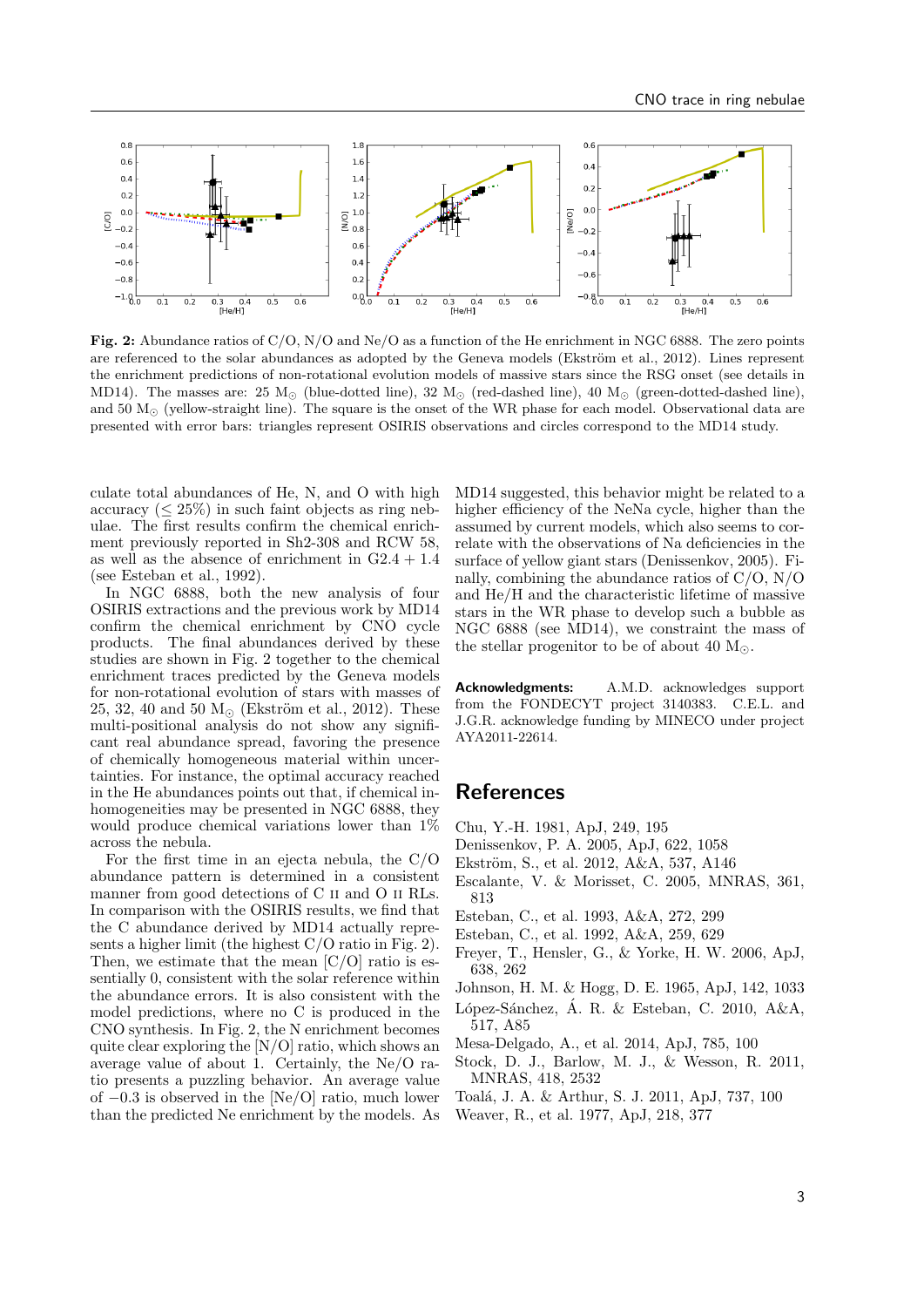0.8
0.6
0.4
0.2
0.0
−0.2
−0.4
−0.6
−0.8
−1.0
[C/O]
0.0 0.1 0.2 0.3 0.4 0.5 0.6
[He/H]

1.8
1.6
1.4
1.2
1.0
0.8
0.6
0.4
0.2
0.0
[N/O]
0.0 0.1 0.2 0.3 0.4 0.5 0.6
[He/H]

0.6
0.4
0.2
0.0
−0.2
−0.4
−0.6
−0.8
[Ne/O]
0.0 0.1 0.2 0.3 0.4 0.5 0.6
[He/H]

**Fig. 2:** Abundance ratios of C/O, N/O and Ne/O as a function of the He enrichment in NGC 6888. The zero points are referenced to the solar abundances as adopted by the Geneva models (Ekström et al., 2012). Lines represent the enrichment predictions of non-rotational evolution models of massive stars since the RSG onset (see details in MD14). The masses are: 25 $M_\odot$ (blue-dotted line), 32 $M_\odot$ (red-dashed line), 40 $M_\odot$ (green-dotted-dashed line), and 50 $M_\odot$ (yellow-straight line). The square is the onset of the WR phase for each model. Observational data are presented with error bars: triangles represent OSIRIS observations and circles correspond to the MD14 study.

culate total abundances of He, N, and O with high accuracy ($\leq$ 25%) in such faint objects as ring nebulae. The first results confirm the chemical enrichment previously reported in Sh2-308 and RCW 58, as well as the absence of enrichment in G2.4 + 1.4 (see Esteban et al., 1992).

In NGC 6888, both the new analysis of four OSIRIS extractions and the previous work by MD14 confirm the chemical enrichment by CNO cycle products. The final abundances derived by these studies are shown in Fig. 2 together to the chemical enrichment traces predicted by the Geneva models for non-rotational evolution of stars with masses of 25, 32, 40 and 50 $M_\odot$ (Ekström et al., 2012). These multi-positional analysis do not show any significant real abundance spread, favoring the presence of chemically homogeneous material within uncertainties. For instance, the optimal accuracy reached in the He abundances points out that, if chemical inhomogeneities may be presented in NGC 6888, they would produce chemical variations lower than 1% across the nebula.

For the first time in an ejecta nebula, the C/O abundance pattern is determined in a consistent manner from good detections of C II and O II RLs. In comparison with the OSIRIS results, we find that the C abundance derived by MD14 actually represents a higher limit (the highest C/O ratio in Fig. 2). Then, we estimate that the mean [C/O] ratio is essentially 0, consistent with the solar reference within the abundance errors. It is also consistent with the model predictions, where no C is produced in the CNO synthesis. In Fig. 2, the N enrichment becomes quite clear exploring the [N/O] ratio, which shows an average value of about 1. Certainly, the Ne/O ratio presents a puzzling behavior. An average value of −0.3 is observed in the [Ne/O] ratio, much lower than the predicted Ne enrichment by the models. As MD14 suggested, this behavior might be related to a higher efficiency of the NeNa cycle, higher than the assumed by current models, which also seems to correlate with the observations of Na deficiencies in the surface of yellow giant stars (Denissenkov, 2005). Finally, combining the abundance ratios of C/O, N/O and He/H and the characteristic lifetime of massive stars in the WR phase to develop such a bubble as NGC 6888 (see MD14), we constraint the mass of the stellar progenitor to be of about 40 $M_\odot$.

**Acknowledgments:** A.M.D. acknowledges support from the FONDECYT project 3140383. C.E.L. and J.G.R. acknowledge funding by MINECO under project AYA2011-22614.

## References

Chu, Y.-H. 1981, ApJ, 249, 195

Denissenkov, P. A. 2005, ApJ, 622, 1058

Ekström, S., et al. 2012, A&A, 537, A146

Escalante, V. & Morisset, C. 2005, MNRAS, 361, 813

Esteban, C., et al. 1993, A&A, 272, 299

Esteban, C., et al. 1992, A&A, 259, 629

Freyer, T., Hensler, G., & Yorke, H. W. 2006, ApJ, 638, 262

Johnson, H. M. & Hogg, D. E. 1965, ApJ, 142, 1033

López-Sánchez, Á. R. & Esteban, C. 2010, A&A, 517, A85

Mesa-Delgado, A., et al. 2014, ApJ, 785, 100

Stock, D. J., Barlow, M. J., & Wesson, R. 2011, MNRAS, 418, 2532

Toalá, J. A. & Arthur, S. J. 2011, ApJ, 737, 100

Weaver, R., et al. 1977, ApJ, 218, 377